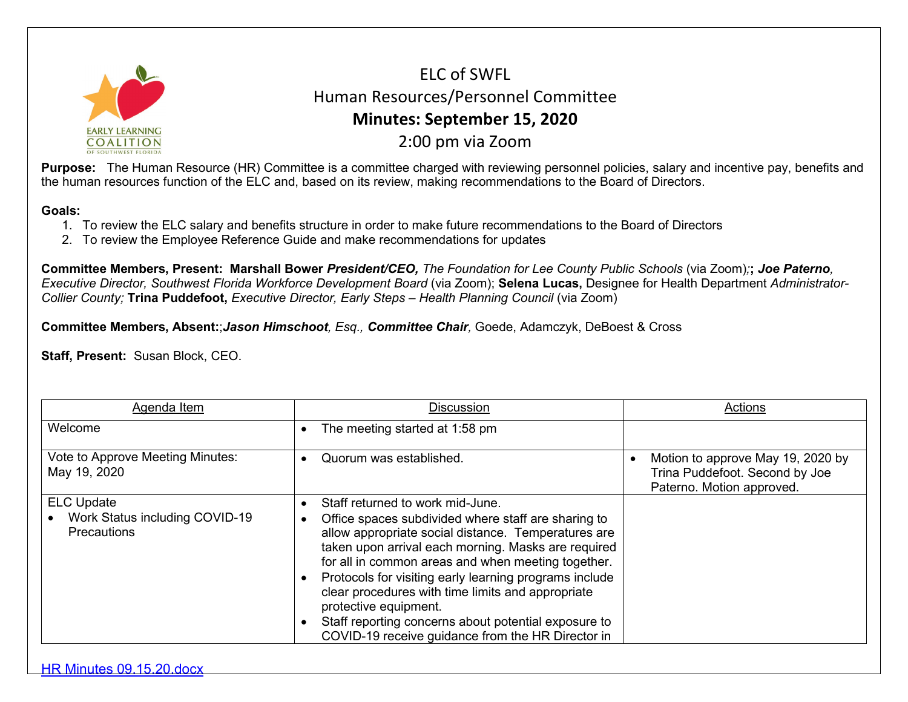# ELC of SWFL

## Human Resources/Personnel Committee

## **Minutes: September 15, 2020**

## 2:00 pm via Zoom

**Purpose:** The Human Resource (HR) Committee is a committee charged with reviewing personnel policies, salary and incentive pay, benefits and the human resources function of the ELC and, based on its review, making recommendations to the Board of Directors.

**Goals:**

1. To review the ELC salary and benefits structure in order to make future recommendations to the Board of Directors
2. To review the Employee Reference Guide and make recommendations for updates

**Committee Members, Present:** **Marshall Bower** ***President/CEO,*** *The Foundation for Lee County Public Schools* (via Zoom);**;** ***Joe Paterno****, Executive Director, Southwest Florida Workforce Development Board* (via Zoom); **Selena Lucas,** Designee for Health Department *Administrator-Collier County;* **Trina Puddefoot,** *Executive Director, Early Steps – Health Planning Council* (via Zoom)

**Committee Members, Absent:**;***Jason Himschoot****, Esq.,* ***Committee Chair,*** Goede, Adamczyk, DeBoest & Cross

**Staff, Present:** Susan Block, CEO.

| Agenda Item | Discussion | Actions |
| --- | --- | --- |
| Welcome | • The meeting started at 1:58 pm | |
| Vote to Approve Meeting Minutes: May 19, 2020 | • Quorum was established. | • Motion to approve May 19, 2020 by Trina Puddefoot. Second by Joe Paterno. Motion approved. |
| ELC Update<br>• Work Status including COVID-19 Precautions | • Staff returned to work mid-June.<br>• Office spaces subdivided where staff are sharing to allow appropriate social distance. Temperatures are taken upon arrival each morning. Masks are required for all in common areas and when meeting together.<br>• Protocols for visiting early learning programs include clear procedures with time limits and appropriate protective equipment.<br>• Staff reporting concerns about potential exposure to COVID-19 receive guidance from the HR Director in | |

HR Minutes 09.15.20.docx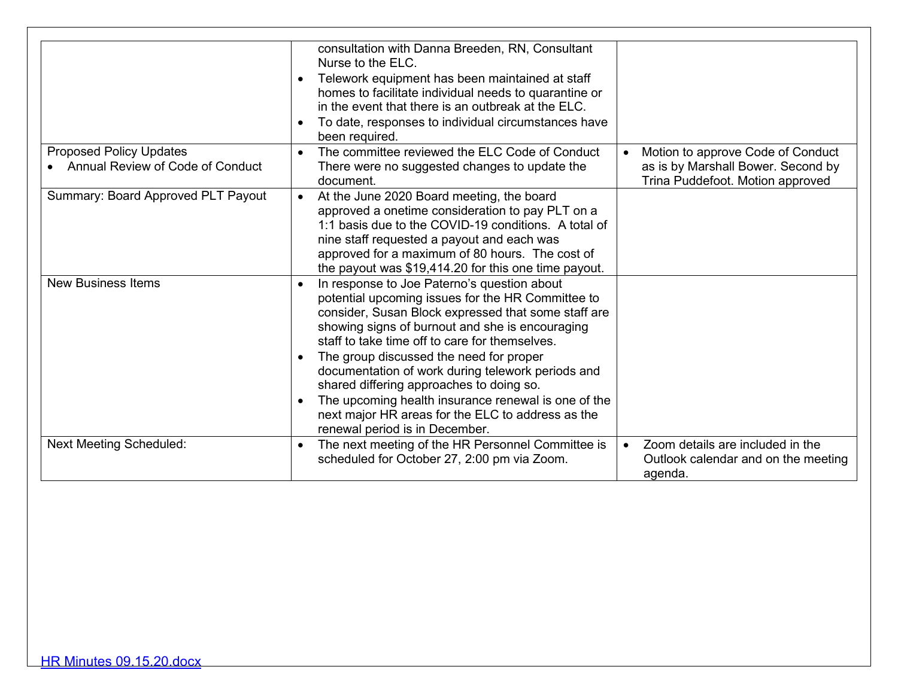| | | |
|---|---|---|
| | consultation with Danna Breeden, RN, Consultant Nurse to the ELC.<br>• Telework equipment has been maintained at staff homes to facilitate individual needs to quarantine or in the event that there is an outbreak at the ELC.<br>• To date, responses to individual circumstances have been required. | |
| Proposed Policy Updates<br>• Annual Review of Code of Conduct | • The committee reviewed the ELC Code of Conduct There were no suggested changes to update the document. | • Motion to approve Code of Conduct as is by Marshall Bower. Second by Trina Puddefoot. Motion approved |
| Summary: Board Approved PLT Payout | • At the June 2020 Board meeting, the board approved a onetime consideration to pay PLT on a 1:1 basis due to the COVID-19 conditions. A total of nine staff requested a payout and each was approved for a maximum of 80 hours. The cost of the payout was $19,414.20 for this one time payout. | |
| New Business Items | • In response to Joe Paterno's question about potential upcoming issues for the HR Committee to consider, Susan Block expressed that some staff are showing signs of burnout and she is encouraging staff to take time off to care for themselves.<br>• The group discussed the need for proper documentation of work during telework periods and shared differing approaches to doing so.<br>• The upcoming health insurance renewal is one of the next major HR areas for the ELC to address as the renewal period is in December. | |
| Next Meeting Scheduled: | • The next meeting of the HR Personnel Committee is scheduled for October 27, 2:00 pm via Zoom. | • Zoom details are included in the Outlook calendar and on the meeting agenda. |

HR Minutes 09.15.20.docx